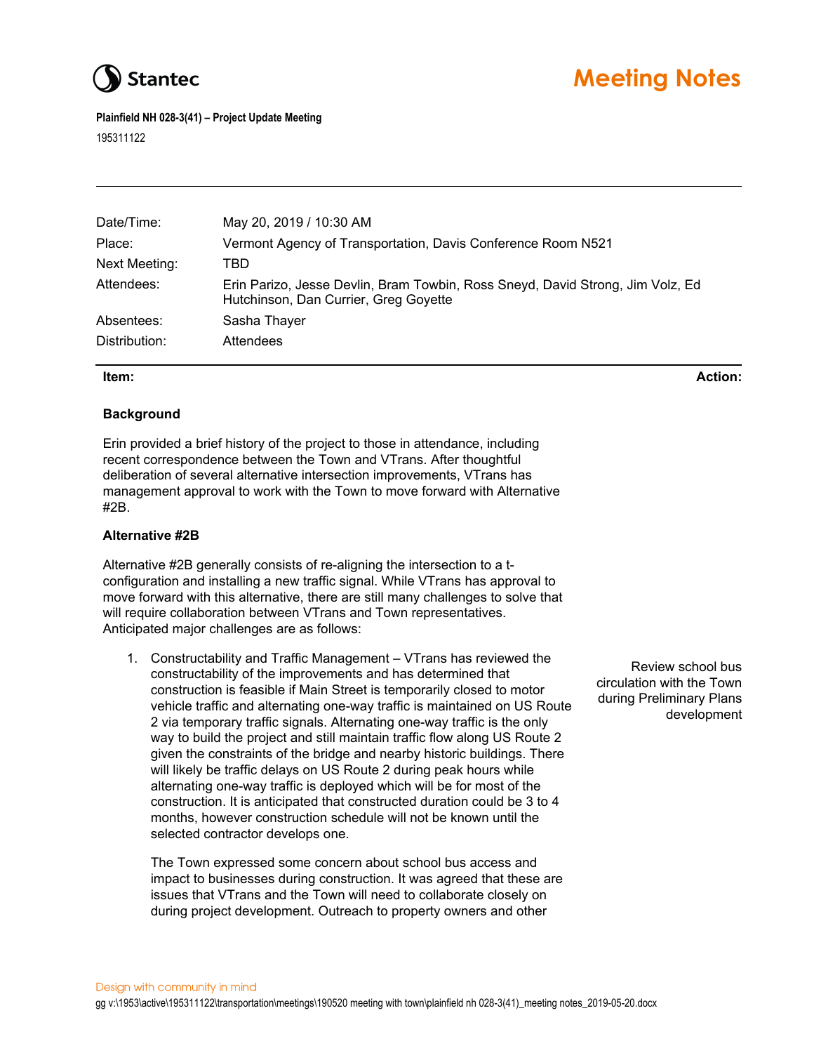# Meeting Notes

**Plainfield NH 028-3(41) – Project Update Meeting**

195311122

| | |
|---|---|
| Date/Time: | May 20, 2019 / 10:30 AM |
| Place: | Vermont Agency of Transportation, Davis Conference Room N521 |
| Next Meeting: | TBD |
| Attendees: | Erin Parizo, Jesse Devlin, Bram Towbin, Ross Sneyd, David Strong, Jim Volz, Ed Hutchinson, Dan Currier, Greg Goyette |
| Absentees: | Sasha Thayer |
| Distribution: | Attendees |

**Item:** **Action:**

### Background

Erin provided a brief history of the project to those in attendance, including recent correspondence between the Town and VTrans. After thoughtful deliberation of several alternative intersection improvements, VTrans has management approval to work with the Town to move forward with Alternative #2B.

### Alternative #2B

Alternative #2B generally consists of re-aligning the intersection to a t-configuration and installing a new traffic signal. While VTrans has approval to move forward with this alternative, there are still many challenges to solve that will require collaboration between VTrans and Town representatives. Anticipated major challenges are as follows:

1. Constructability and Traffic Management – VTrans has reviewed the constructability of the improvements and has determined that construction is feasible if Main Street is temporarily closed to motor vehicle traffic and alternating one-way traffic is maintained on US Route 2 via temporary traffic signals. Alternating one-way traffic is the only way to build the project and still maintain traffic flow along US Route 2 given the constraints of the bridge and nearby historic buildings. There will likely be traffic delays on US Route 2 during peak hours while alternating one-way traffic is deployed which will be for most of the construction. It is anticipated that constructed duration could be 3 to 4 months, however construction schedule will not be known until the selected contractor develops one.

   *Action: Review school bus circulation with the Town during Preliminary Plans development*

   The Town expressed some concern about school bus access and impact to businesses during construction. It was agreed that these are issues that VTrans and the Town will need to collaborate closely on during project development. Outreach to property owners and other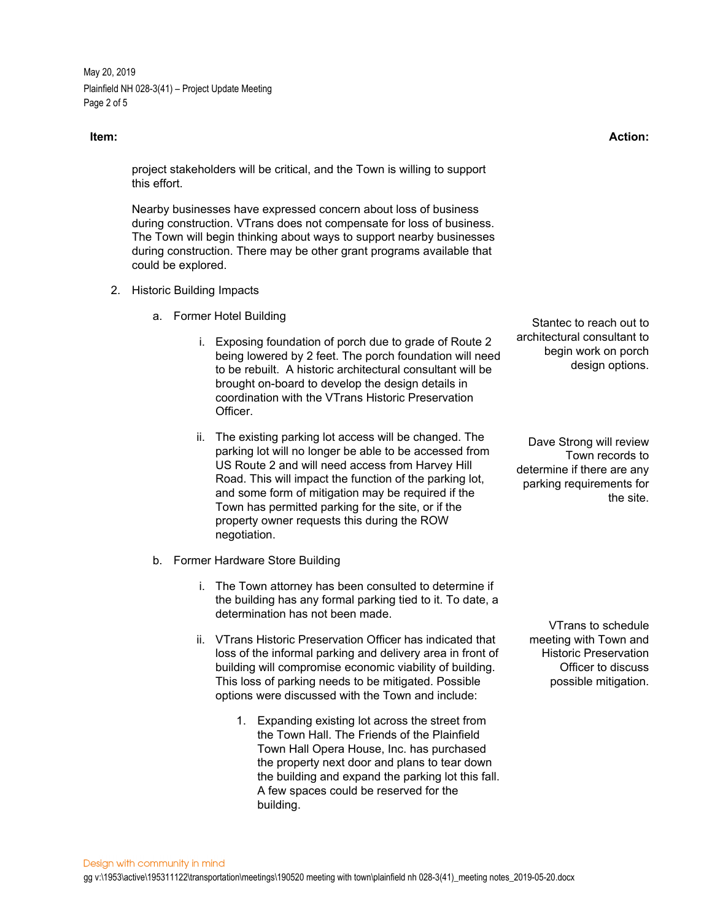| Item: | Action: |
|---|---|

project stakeholders will be critical, and the Town is willing to support this effort.

Nearby businesses have expressed concern about loss of business during construction. VTrans does not compensate for loss of business. The Town will begin thinking about ways to support nearby businesses during construction. There may be other grant programs available that could be explored.

2. Historic Building Impacts

   a. Former Hotel Building

      i. Exposing foundation of porch due to grade of Route 2 being lowered by 2 feet. The porch foundation will need to be rebuilt. A historic architectural consultant will be brought on-board to develop the design details in coordination with the VTrans Historic Preservation Officer.

         **Action:** Stantec to reach out to architectural consultant to begin work on porch design options.

      ii. The existing parking lot access will be changed. The parking lot will no longer be able to be accessed from US Route 2 and will need access from Harvey Hill Road. This will impact the function of the parking lot, and some form of mitigation may be required if the Town has permitted parking for the site, or if the property owner requests this during the ROW negotiation.

         **Action:** Dave Strong will review Town records to determine if there are any parking requirements for the site.

   b. Former Hardware Store Building

      i. The Town attorney has been consulted to determine if the building has any formal parking tied to it. To date, a determination has not been made.

      ii. VTrans Historic Preservation Officer has indicated that loss of the informal parking and delivery area in front of building will compromise economic viability of building. This loss of parking needs to be mitigated. Possible options were discussed with the Town and include:

         **Action:** VTrans to schedule meeting with Town and Historic Preservation Officer to discuss possible mitigation.

         1. Expanding existing lot across the street from the Town Hall. The Friends of the Plainfield Town Hall Opera House, Inc. has purchased the property next door and plans to tear down the building and expand the parking lot this fall. A few spaces could be reserved for the building.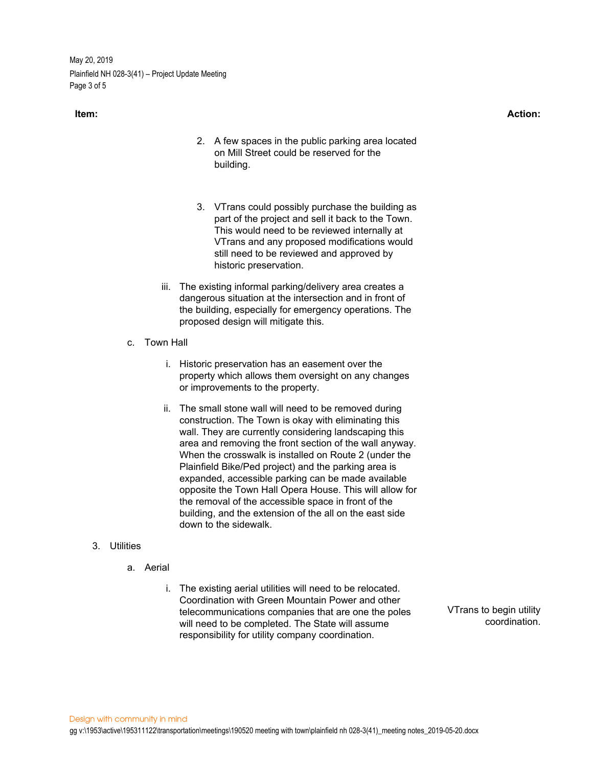**Item:** **Action:**

2. A few spaces in the public parking area located on Mill Street could be reserved for the building.

3. VTrans could possibly purchase the building as part of the project and sell it back to the Town. This would need to be reviewed internally at VTrans and any proposed modifications would still need to be reviewed and approved by historic preservation.

iii. The existing informal parking/delivery area creates a dangerous situation at the intersection and in front of the building, especially for emergency operations. The proposed design will mitigate this.

c. Town Hall

i. Historic preservation has an easement over the property which allows them oversight on any changes or improvements to the property.

ii. The small stone wall will need to be removed during construction. The Town is okay with eliminating this wall. They are currently considering landscaping this area and removing the front section of the wall anyway. When the crosswalk is installed on Route 2 (under the Plainfield Bike/Ped project) and the parking area is expanded, accessible parking can be made available opposite the Town Hall Opera House. This will allow for the removal of the accessible space in front of the building, and the extension of the all on the east side down to the sidewalk.

3. Utilities

a. Aerial

i. The existing aerial utilities will need to be relocated. Coordination with Green Mountain Power and other telecommunications companies that are one the poles will need to be completed. The State will assume responsibility for utility company coordination.

*Action:* VTrans to begin utility coordination.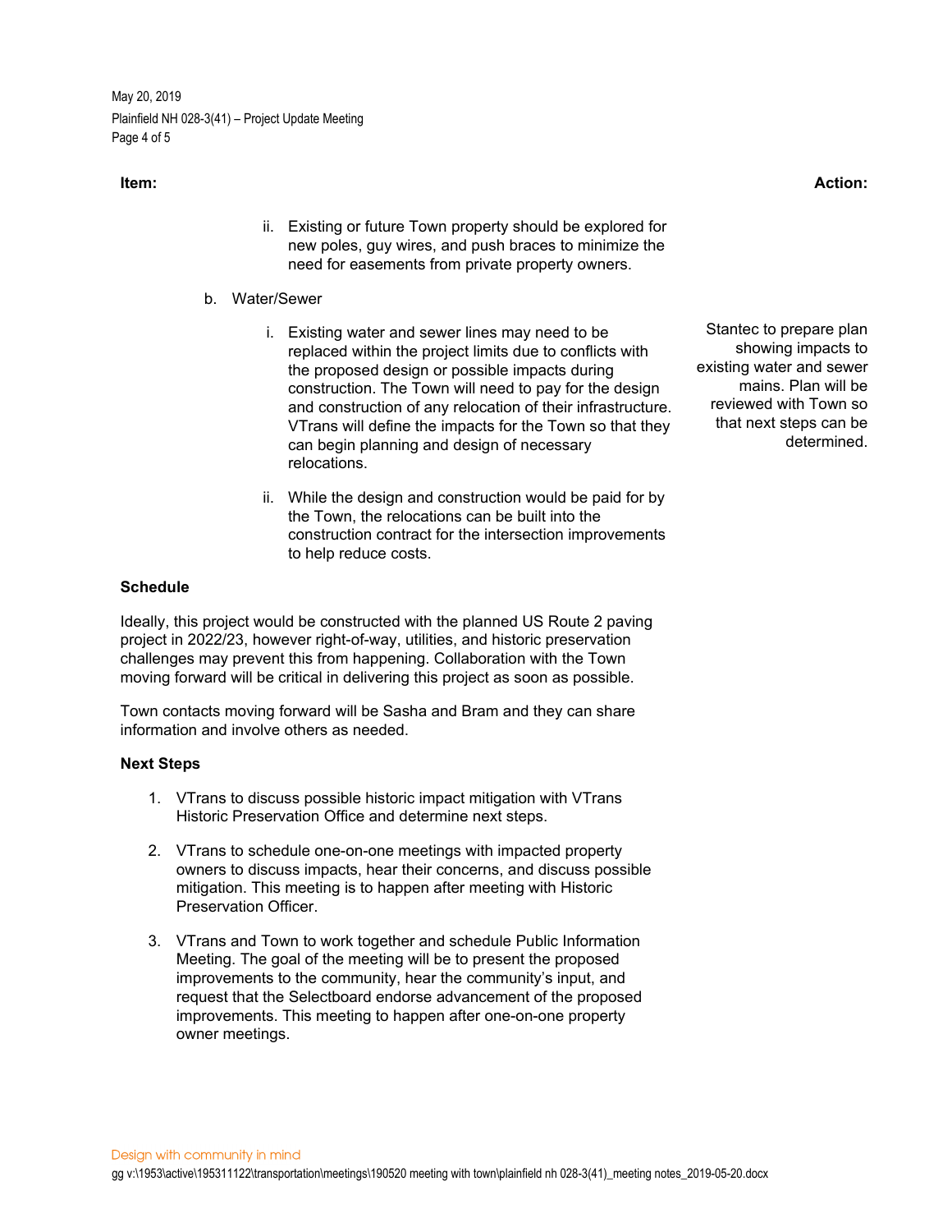**Item:** **Action:**

ii. Existing or future Town property should be explored for new poles, guy wires, and push braces to minimize the need for easements from private property owners.

b. Water/Sewer

i. Existing water and sewer lines may need to be replaced within the project limits due to conflicts with the proposed design or possible impacts during construction. The Town will need to pay for the design and construction of any relocation of their infrastructure. VTrans will define the impacts for the Town so that they can begin planning and design of necessary relocations.

   *Action:* Stantec to prepare plan showing impacts to existing water and sewer mains. Plan will be reviewed with Town so that next steps can be determined.

ii. While the design and construction would be paid for by the Town, the relocations can be built into the construction contract for the intersection improvements to help reduce costs.

**Schedule**

Ideally, this project would be constructed with the planned US Route 2 paving project in 2022/23, however right-of-way, utilities, and historic preservation challenges may prevent this from happening. Collaboration with the Town moving forward will be critical in delivering this project as soon as possible.

Town contacts moving forward will be Sasha and Bram and they can share information and involve others as needed.

**Next Steps**

1. VTrans to discuss possible historic impact mitigation with VTrans Historic Preservation Office and determine next steps.

2. VTrans to schedule one-on-one meetings with impacted property owners to discuss impacts, hear their concerns, and discuss possible mitigation. This meeting is to happen after meeting with Historic Preservation Officer.

3. VTrans and Town to work together and schedule Public Information Meeting. The goal of the meeting will be to present the proposed improvements to the community, hear the community's input, and request that the Selectboard endorse advancement of the proposed improvements. This meeting to happen after one-on-one property owner meetings.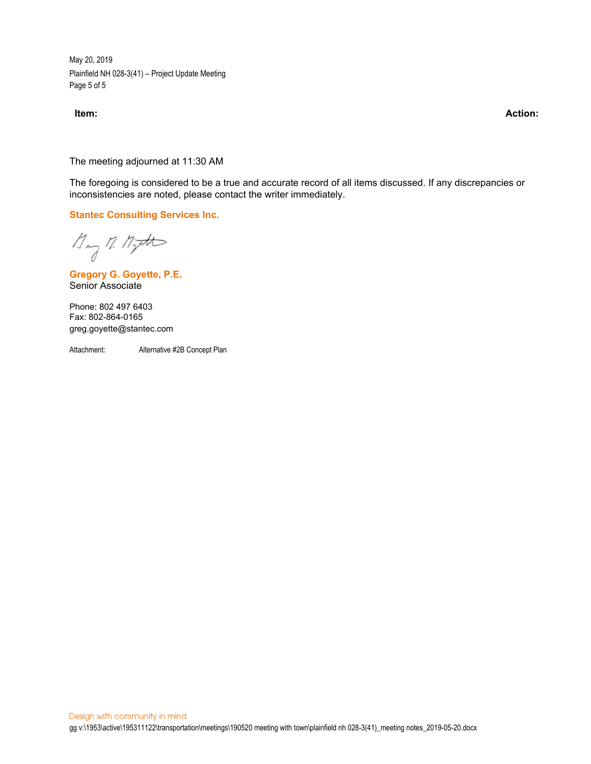| Item: | Action: |
| --- | --- |

The meeting adjourned at 11:30 AM

The foregoing is considered to be a true and accurate record of all items discussed. If any discrepancies or inconsistencies are noted, please contact the writer immediately.

**Stantec Consulting Services Inc.**

**Gregory G. Goyette, P.E.**
Senior Associate

Phone: 802 497 6403
Fax: 802-864-0165
greg.goyette@stantec.com

Attachment: Alternative #2B Concept Plan

Design with community in mind

gg v:\1953\active\195311122\transportation\meetings\190520 meeting with town\plainfield nh 028-3(41)_meeting notes_2019-05-20.docx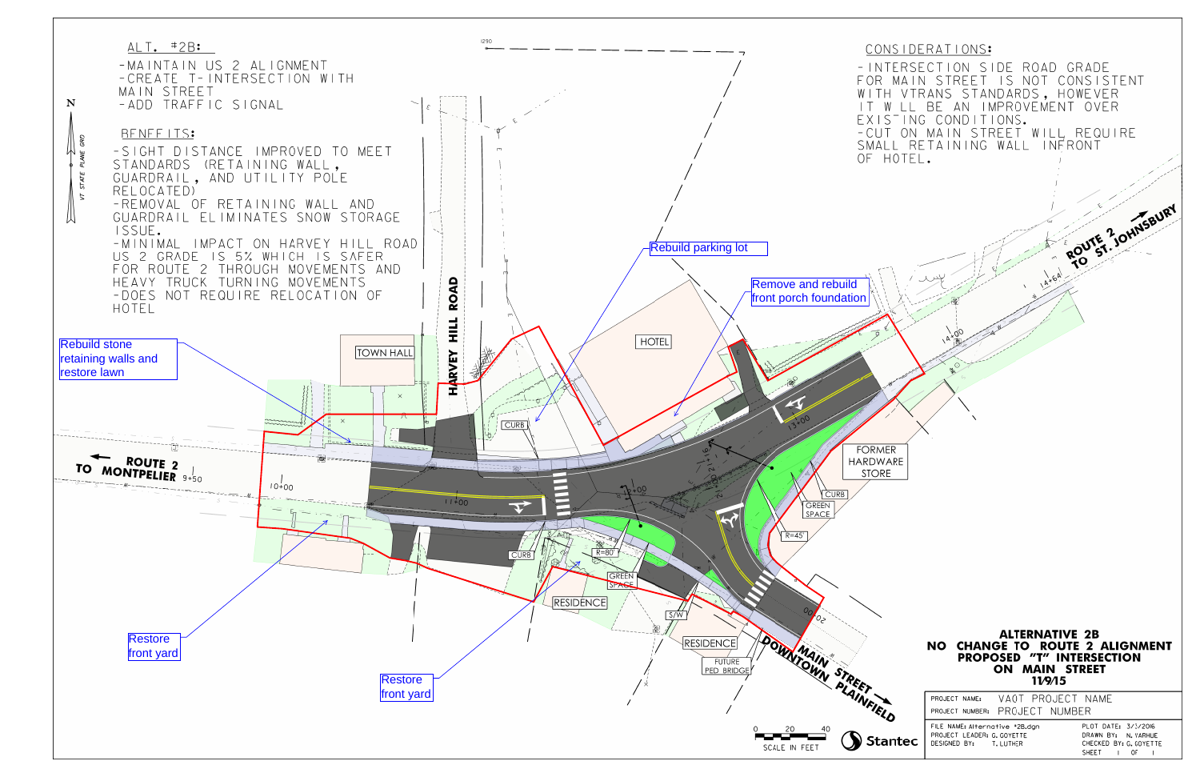## ALT. #2B:

- MAINTAIN US 2 ALIGNMENT
- CREATE T-INTERSECTION WITH MAIN STREET
- ADD TRAFFIC SIGNAL

## BENEFITS:

- SIGHT DISTANCE IMPROVED TO MEET STANDARDS (RETAINING WALL, GUARDRAIL, AND UTILITY POLE RELOCATED)
- REMOVAL OF RETAINING WALL AND GUARDRAIL ELIMINATES SNOW STORAGE ISSUE.
- MINIMAL IMPACT ON HARVEY HILL ROAD US 2 GRADE IS 5% WHICH IS SAFER FOR ROUTE 2 THROUGH MOVEMENTS AND HEAVY TRUCK TURNING MOVEMENTS
- DOES NOT REQUIRE RELOCATION OF HOTEL

## CONSIDERATIONS:

- INTERSECTION SIDE ROAD GRADE FOR MAIN STREET IS NOT CONSISTENT WITH VTRANS STANDARDS, HOWEVER IT WILL BE AN IMPROVEMENT OVER EXISTING CONDITIONS.
- CUT ON MAIN STREET WILL REQUIRE SMALL RETAINING WALL INFRONT OF HOTEL.

N

VT STATE PLANE GRID

Rebuild stone retaining walls and restore lawn

Rebuild parking lot

Remove and rebuild front porch foundation

Restore front yard

Restore front yard

TOWN HALL

HARVEY HILL ROAD

HOTEL

CURB

FORMER HARDWARE STORE

GREEN SPACE

R=45'

R=80'

RESIDENCE

RESIDENCE

S/W

FUTURE PED BRIDGE

ROUTE 2 TO MONTPELIER

ROUTE 2 TO ST. JOHNSBURY

MAIN STREET DOWNTOWN PLAINFIELD

9+50

10+00

11+00

12+00

13+00

14+00

14+64

20+00

21+16

1290

0 20 40

SCALE IN FEET

# ALTERNATIVE 2B

## NO CHANGE TO ROUTE 2 ALIGNMENT PROPOSED "T" INTERSECTION ON MAIN STREET

11/9/15

Stantec

| | | | |
|---|---|---|---|
| PROJECT NAME: | VAOT PROJECT NAME | | |
| PROJECT NUMBER: | PROJECT NUMBER | | |
| FILE NAME: | Alternative #2B.dgn | PLOT DATE: | 3/3/2016 |
| PROJECT LEADER: | G. GOYETTE | DRAWN BY: | N. YARHUE |
| DESIGNED BY: | T. LUTHER | CHECKED BY: | G. GOYETTE |
| | | SHEET | 1 OF 1 |